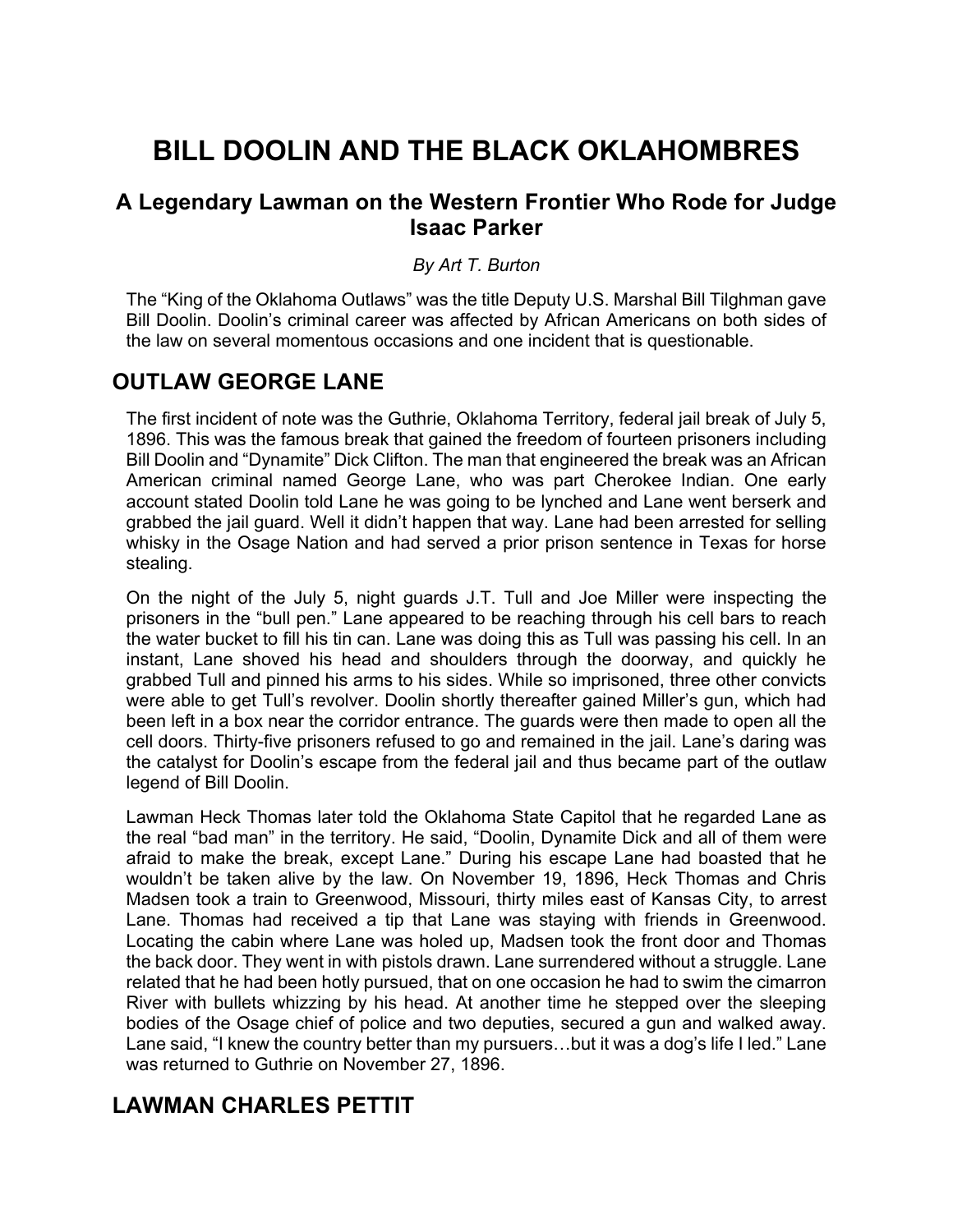# BILL DOOLIN AND THE BLACK OKLAHOMBRES

## A Legendary Lawman on the Western Frontier Who Rode for Judge Isaac Parker

*By Art T. Burton*

The "King of the Oklahoma Outlaws" was the title Deputy U.S. Marshal Bill Tilghman gave Bill Doolin. Doolin's criminal career was affected by African Americans on both sides of the law on several momentous occasions and one incident that is questionable.

## OUTLAW GEORGE LANE

The first incident of note was the Guthrie, Oklahoma Territory, federal jail break of July 5, 1896. This was the famous break that gained the freedom of fourteen prisoners including Bill Doolin and "Dynamite" Dick Clifton. The man that engineered the break was an African American criminal named George Lane, who was part Cherokee Indian. One early account stated Doolin told Lane he was going to be lynched and Lane went berserk and grabbed the jail guard. Well it didn't happen that way. Lane had been arrested for selling whisky in the Osage Nation and had served a prior prison sentence in Texas for horse stealing.

On the night of the July 5, night guards J.T. Tull and Joe Miller were inspecting the prisoners in the "bull pen." Lane appeared to be reaching through his cell bars to reach the water bucket to fill his tin can. Lane was doing this as Tull was passing his cell. In an instant, Lane shoved his head and shoulders through the doorway, and quickly he grabbed Tull and pinned his arms to his sides. While so imprisoned, three other convicts were able to get Tull's revolver. Doolin shortly thereafter gained Miller's gun, which had been left in a box near the corridor entrance. The guards were then made to open all the cell doors. Thirty-five prisoners refused to go and remained in the jail. Lane's daring was the catalyst for Doolin's escape from the federal jail and thus became part of the outlaw legend of Bill Doolin.

Lawman Heck Thomas later told the Oklahoma State Capitol that he regarded Lane as the real "bad man" in the territory. He said, "Doolin, Dynamite Dick and all of them were afraid to make the break, except Lane." During his escape Lane had boasted that he wouldn't be taken alive by the law. On November 19, 1896, Heck Thomas and Chris Madsen took a train to Greenwood, Missouri, thirty miles east of Kansas City, to arrest Lane. Thomas had received a tip that Lane was staying with friends in Greenwood. Locating the cabin where Lane was holed up, Madsen took the front door and Thomas the back door. They went in with pistols drawn. Lane surrendered without a struggle. Lane related that he had been hotly pursued, that on one occasion he had to swim the cimarron River with bullets whizzing by his head. At another time he stepped over the sleeping bodies of the Osage chief of police and two deputies, secured a gun and walked away. Lane said, "I knew the country better than my pursuers…but it was a dog's life I led." Lane was returned to Guthrie on November 27, 1896.

## LAWMAN CHARLES PETTIT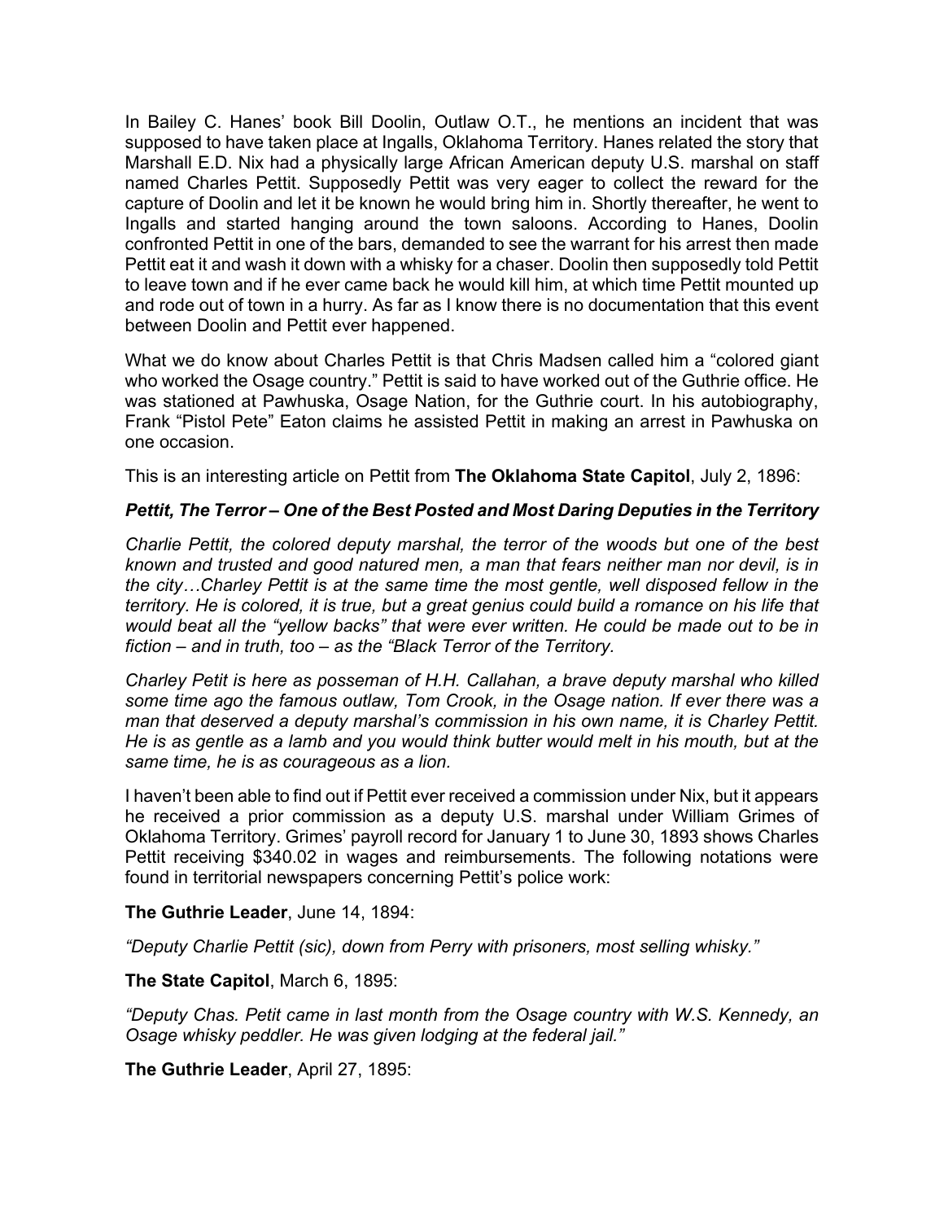In Bailey C. Hanes' book Bill Doolin, Outlaw O.T., he mentions an incident that was supposed to have taken place at Ingalls, Oklahoma Territory. Hanes related the story that Marshall E.D. Nix had a physically large African American deputy U.S. marshal on staff named Charles Pettit. Supposedly Pettit was very eager to collect the reward for the capture of Doolin and let it be known he would bring him in. Shortly thereafter, he went to Ingalls and started hanging around the town saloons. According to Hanes, Doolin confronted Pettit in one of the bars, demanded to see the warrant for his arrest then made Pettit eat it and wash it down with a whisky for a chaser. Doolin then supposedly told Pettit to leave town and if he ever came back he would kill him, at which time Pettit mounted up and rode out of town in a hurry. As far as I know there is no documentation that this event between Doolin and Pettit ever happened.

What we do know about Charles Pettit is that Chris Madsen called him a "colored giant who worked the Osage country." Pettit is said to have worked out of the Guthrie office. He was stationed at Pawhuska, Osage Nation, for the Guthrie court. In his autobiography, Frank "Pistol Pete" Eaton claims he assisted Pettit in making an arrest in Pawhuska on one occasion.

This is an interesting article on Pettit from **The Oklahoma State Capitol**, July 2, 1896:

***Pettit, The Terror – One of the Best Posted and Most Daring Deputies in the Territory***

*Charlie Pettit, the colored deputy marshal, the terror of the woods but one of the best known and trusted and good natured men, a man that fears neither man nor devil, is in the city…Charley Pettit is at the same time the most gentle, well disposed fellow in the territory. He is colored, it is true, but a great genius could build a romance on his life that would beat all the "yellow backs" that were ever written. He could be made out to be in fiction – and in truth, too – as the "Black Terror of the Territory.*

*Charley Petit is here as posseman of H.H. Callahan, a brave deputy marshal who killed some time ago the famous outlaw, Tom Crook, in the Osage nation. If ever there was a man that deserved a deputy marshal's commission in his own name, it is Charley Pettit. He is as gentle as a lamb and you would think butter would melt in his mouth, but at the same time, he is as courageous as a lion.*

I haven't been able to find out if Pettit ever received a commission under Nix, but it appears he received a prior commission as a deputy U.S. marshal under William Grimes of Oklahoma Territory. Grimes' payroll record for January 1 to June 30, 1893 shows Charles Pettit receiving $340.02 in wages and reimbursements. The following notations were found in territorial newspapers concerning Pettit's police work:

**The Guthrie Leader**, June 14, 1894:

*"Deputy Charlie Pettit (sic), down from Perry with prisoners, most selling whisky."*

**The State Capitol**, March 6, 1895:

*"Deputy Chas. Petit came in last month from the Osage country with W.S. Kennedy, an Osage whisky peddler. He was given lodging at the federal jail."*

**The Guthrie Leader**, April 27, 1895: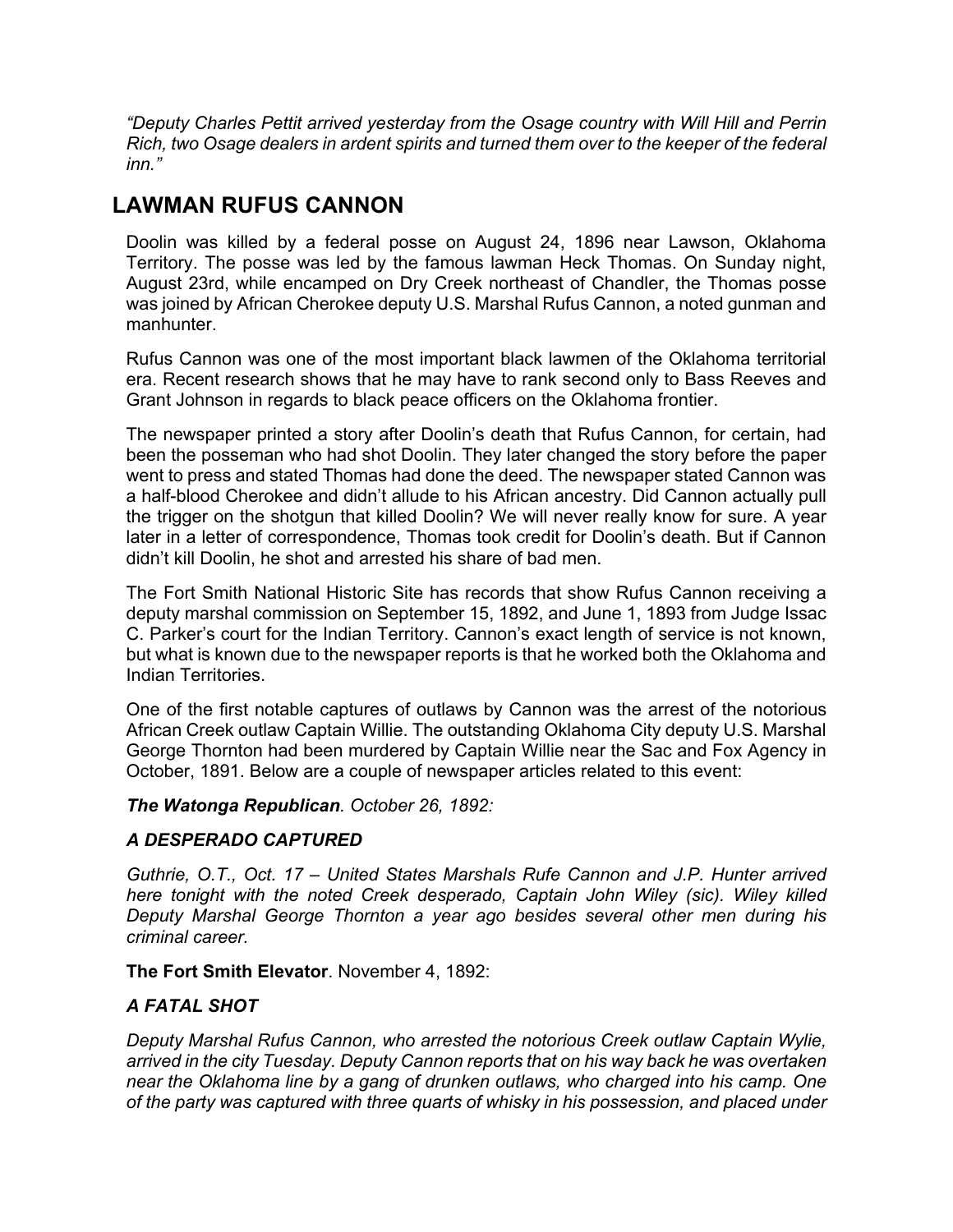*"Deputy Charles Pettit arrived yesterday from the Osage country with Will Hill and Perrin Rich, two Osage dealers in ardent spirits and turned them over to the keeper of the federal inn."*

## LAWMAN RUFUS CANNON

Doolin was killed by a federal posse on August 24, 1896 near Lawson, Oklahoma Territory. The posse was led by the famous lawman Heck Thomas. On Sunday night, August 23rd, while encamped on Dry Creek northeast of Chandler, the Thomas posse was joined by African Cherokee deputy U.S. Marshal Rufus Cannon, a noted gunman and manhunter.

Rufus Cannon was one of the most important black lawmen of the Oklahoma territorial era. Recent research shows that he may have to rank second only to Bass Reeves and Grant Johnson in regards to black peace officers on the Oklahoma frontier.

The newspaper printed a story after Doolin's death that Rufus Cannon, for certain, had been the posseman who had shot Doolin. They later changed the story before the paper went to press and stated Thomas had done the deed. The newspaper stated Cannon was a half-blood Cherokee and didn't allude to his African ancestry. Did Cannon actually pull the trigger on the shotgun that killed Doolin? We will never really know for sure. A year later in a letter of correspondence, Thomas took credit for Doolin's death. But if Cannon didn't kill Doolin, he shot and arrested his share of bad men.

The Fort Smith National Historic Site has records that show Rufus Cannon receiving a deputy marshal commission on September 15, 1892, and June 1, 1893 from Judge Issac C. Parker's court for the Indian Territory. Cannon's exact length of service is not known, but what is known due to the newspaper reports is that he worked both the Oklahoma and Indian Territories.

One of the first notable captures of outlaws by Cannon was the arrest of the notorious African Creek outlaw Captain Willie. The outstanding Oklahoma City deputy U.S. Marshal George Thornton had been murdered by Captain Willie near the Sac and Fox Agency in October, 1891. Below are a couple of newspaper articles related to this event:

***The Watonga Republican****. October 26, 1892:*

### *A DESPERADO CAPTURED*

*Guthrie, O.T., Oct. 17 – United States Marshals Rufe Cannon and J.P. Hunter arrived here tonight with the noted Creek desperado, Captain John Wiley (sic). Wiley killed Deputy Marshal George Thornton a year ago besides several other men during his criminal career.*

**The Fort Smith Elevator**. November 4, 1892:

### *A FATAL SHOT*

*Deputy Marshal Rufus Cannon, who arrested the notorious Creek outlaw Captain Wylie, arrived in the city Tuesday. Deputy Cannon reports that on his way back he was overtaken near the Oklahoma line by a gang of drunken outlaws, who charged into his camp. One of the party was captured with three quarts of whisky in his possession, and placed under*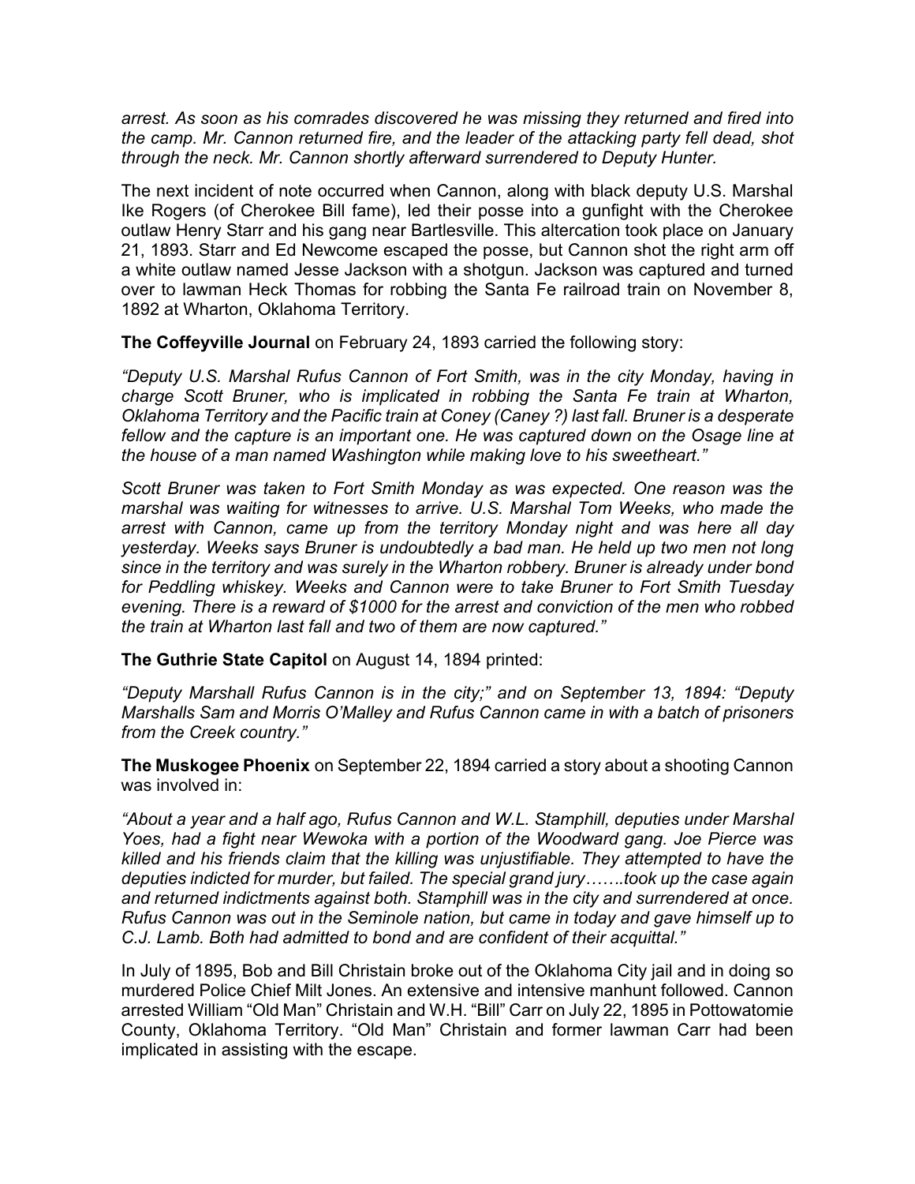*arrest. As soon as his comrades discovered he was missing they returned and fired into the camp. Mr. Cannon returned fire, and the leader of the attacking party fell dead, shot through the neck. Mr. Cannon shortly afterward surrendered to Deputy Hunter.*

The next incident of note occurred when Cannon, along with black deputy U.S. Marshal Ike Rogers (of Cherokee Bill fame), led their posse into a gunfight with the Cherokee outlaw Henry Starr and his gang near Bartlesville. This altercation took place on January 21, 1893. Starr and Ed Newcome escaped the posse, but Cannon shot the right arm off a white outlaw named Jesse Jackson with a shotgun. Jackson was captured and turned over to lawman Heck Thomas for robbing the Santa Fe railroad train on November 8, 1892 at Wharton, Oklahoma Territory.

**The Coffeyville Journal** on February 24, 1893 carried the following story:

*"Deputy U.S. Marshal Rufus Cannon of Fort Smith, was in the city Monday, having in charge Scott Bruner, who is implicated in robbing the Santa Fe train at Wharton, Oklahoma Territory and the Pacific train at Coney (Caney ?) last fall. Bruner is a desperate fellow and the capture is an important one. He was captured down on the Osage line at the house of a man named Washington while making love to his sweetheart."*

*Scott Bruner was taken to Fort Smith Monday as was expected. One reason was the marshal was waiting for witnesses to arrive. U.S. Marshal Tom Weeks, who made the arrest with Cannon, came up from the territory Monday night and was here all day yesterday. Weeks says Bruner is undoubtedly a bad man. He held up two men not long since in the territory and was surely in the Wharton robbery. Bruner is already under bond for Peddling whiskey. Weeks and Cannon were to take Bruner to Fort Smith Tuesday evening. There is a reward of $1000 for the arrest and conviction of the men who robbed the train at Wharton last fall and two of them are now captured."*

**The Guthrie State Capitol** on August 14, 1894 printed:

*"Deputy Marshall Rufus Cannon is in the city;" and on September 13, 1894: "Deputy Marshalls Sam and Morris O'Malley and Rufus Cannon came in with a batch of prisoners from the Creek country."*

**The Muskogee Phoenix** on September 22, 1894 carried a story about a shooting Cannon was involved in:

*"About a year and a half ago, Rufus Cannon and W.L. Stamphill, deputies under Marshal Yoes, had a fight near Wewoka with a portion of the Woodward gang. Joe Pierce was killed and his friends claim that the killing was unjustifiable. They attempted to have the deputies indicted for murder, but failed. The special grand jury…….took up the case again and returned indictments against both. Stamphill was in the city and surrendered at once. Rufus Cannon was out in the Seminole nation, but came in today and gave himself up to C.J. Lamb. Both had admitted to bond and are confident of their acquittal."*

In July of 1895, Bob and Bill Christain broke out of the Oklahoma City jail and in doing so murdered Police Chief Milt Jones. An extensive and intensive manhunt followed. Cannon arrested William "Old Man" Christain and W.H. "Bill" Carr on July 22, 1895 in Pottowatomie County, Oklahoma Territory. "Old Man" Christain and former lawman Carr had been implicated in assisting with the escape.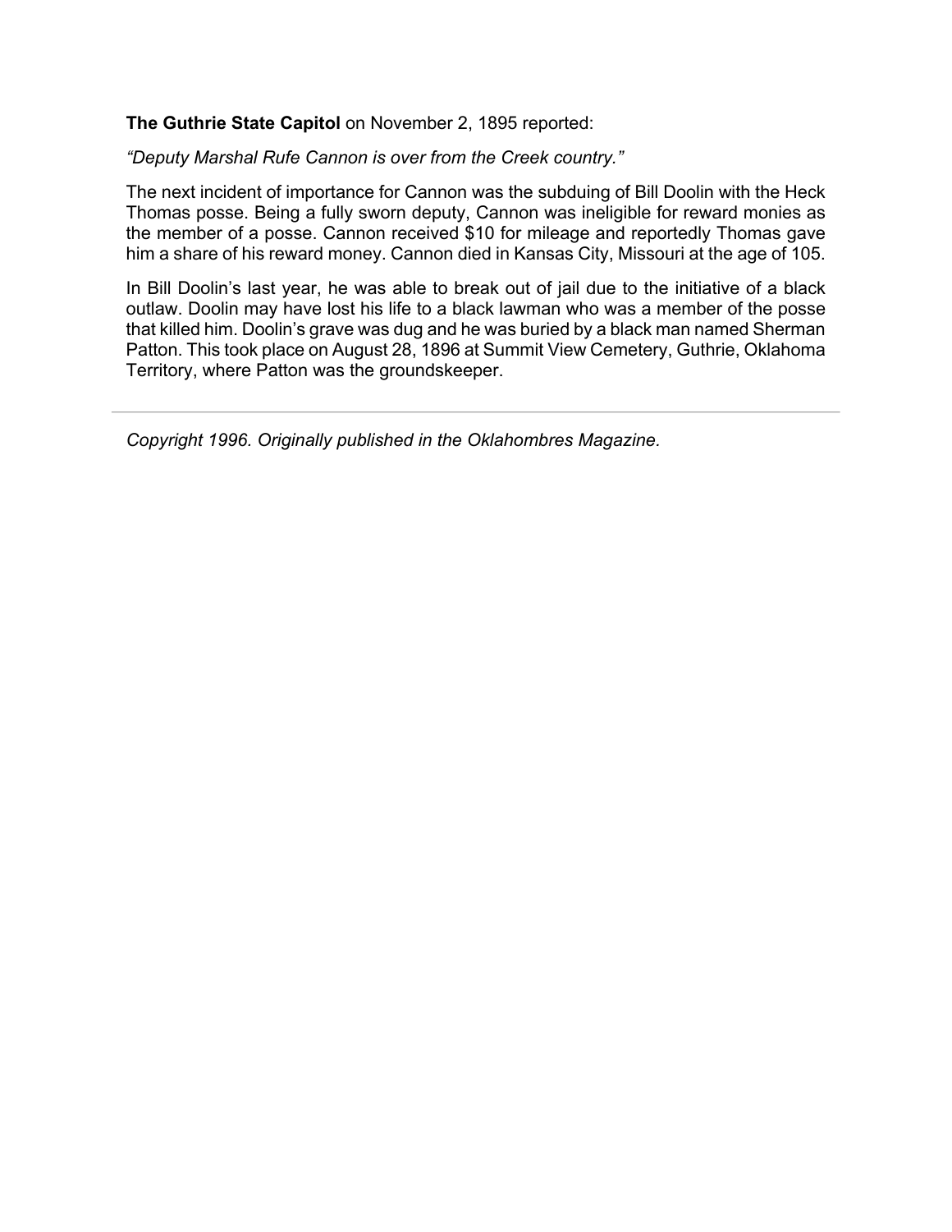**The Guthrie State Capitol** on November 2, 1895 reported:

*“Deputy Marshal Rufe Cannon is over from the Creek country.”*

The next incident of importance for Cannon was the subduing of Bill Doolin with the Heck Thomas posse. Being a fully sworn deputy, Cannon was ineligible for reward monies as the member of a posse. Cannon received $10 for mileage and reportedly Thomas gave him a share of his reward money. Cannon died in Kansas City, Missouri at the age of 105.

In Bill Doolin’s last year, he was able to break out of jail due to the initiative of a black outlaw. Doolin may have lost his life to a black lawman who was a member of the posse that killed him. Doolin’s grave was dug and he was buried by a black man named Sherman Patton. This took place on August 28, 1896 at Summit View Cemetery, Guthrie, Oklahoma Territory, where Patton was the groundskeeper.

---

*Copyright 1996. Originally published in the Oklahombres Magazine.*